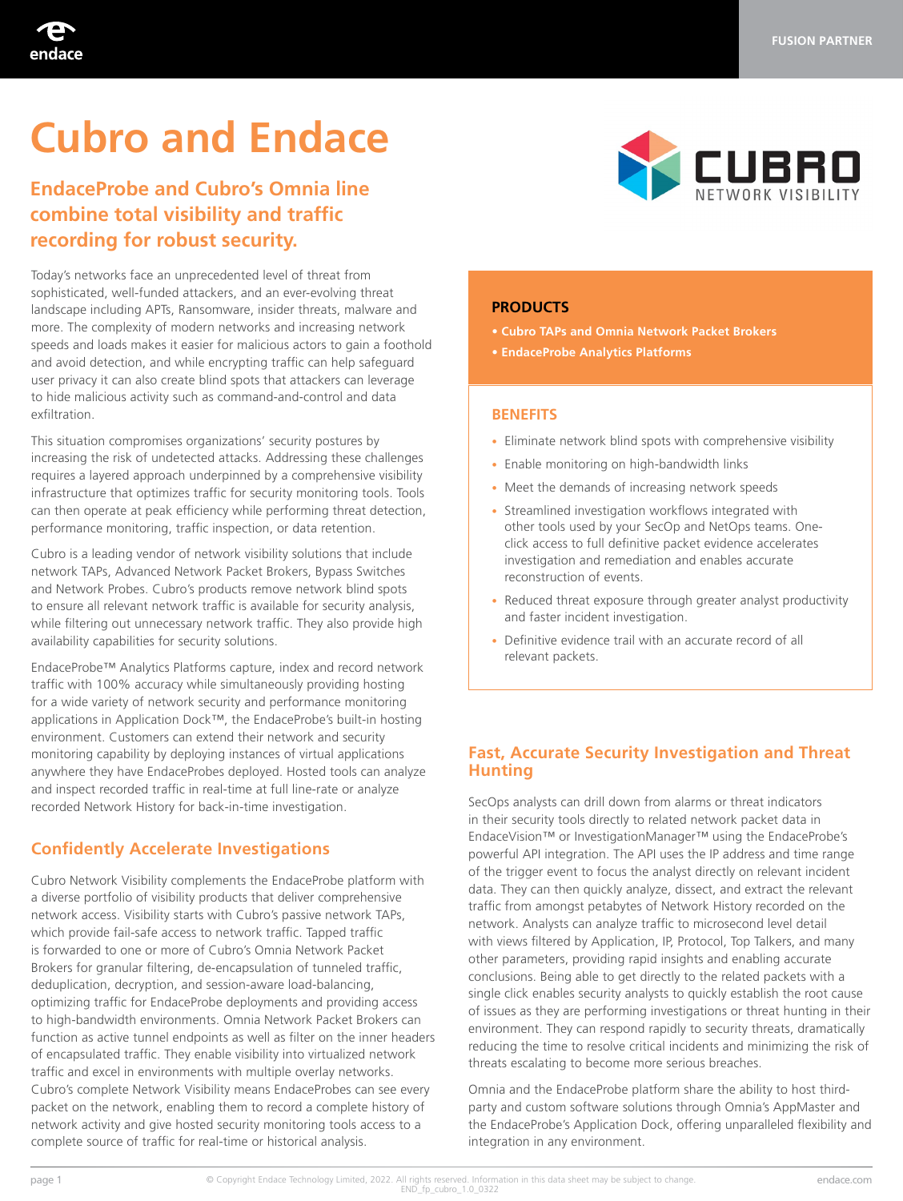FUSION PARTNER

# Cubro and Endace

## EndaceProbe and Cubro's Omnia line combine total visibility and traffic recording for robust security.

Today's networks face an unprecedented level of threat from sophisticated, well-funded attackers, and an ever-evolving threat landscape including APTs, Ransomware, insider threats, malware and more. The complexity of modern networks and increasing network speeds and loads makes it easier for malicious actors to gain a foothold and avoid detection, and while encrypting traffic can help safeguard user privacy it can also create blind spots that attackers can leverage to hide malicious activity such as command-and-control and data exfiltration.

This situation compromises organizations' security postures by increasing the risk of undetected attacks. Addressing these challenges requires a layered approach underpinned by a comprehensive visibility infrastructure that optimizes traffic for security monitoring tools. Tools can then operate at peak efficiency while performing threat detection, performance monitoring, traffic inspection, or data retention.

Cubro is a leading vendor of network visibility solutions that include network TAPs, Advanced Network Packet Brokers, Bypass Switches and Network Probes. Cubro's products remove network blind spots to ensure all relevant network traffic is available for security analysis, while filtering out unnecessary network traffic. They also provide high availability capabilities for security solutions.

EndaceProbe™ Analytics Platforms capture, index and record network traffic with 100% accuracy while simultaneously providing hosting for a wide variety of network security and performance monitoring applications in Application Dock™, the EndaceProbe's built-in hosting environment. Customers can extend their network and security monitoring capability by deploying instances of virtual applications anywhere they have EndaceProbes deployed. Hosted tools can analyze and inspect recorded traffic in real-time at full line-rate or analyze recorded Network History for back-in-time investigation.

### PRODUCTS

- **Cubro TAPs and Omnia Network Packet Brokers**
- **EndaceProbe Analytics Platforms**

### BENEFITS

- Eliminate network blind spots with comprehensive visibility
- Enable monitoring on high-bandwidth links
- Meet the demands of increasing network speeds
- Streamlined investigation workflows integrated with other tools used by your SecOp and NetOps teams. One-click access to full definitive packet evidence accelerates investigation and remediation and enables accurate reconstruction of events.
- Reduced threat exposure through greater analyst productivity and faster incident investigation.
- Definitive evidence trail with an accurate record of all relevant packets.

## Confidently Accelerate Investigations

Cubro Network Visibility complements the EndaceProbe platform with a diverse portfolio of visibility products that deliver comprehensive network access. Visibility starts with Cubro's passive network TAPs, which provide fail-safe access to network traffic. Tapped traffic is forwarded to one or more of Cubro's Omnia Network Packet Brokers for granular filtering, de-encapsulation of tunneled traffic, deduplication, decryption, and session-aware load-balancing, optimizing traffic for EndaceProbe deployments and providing access to high-bandwidth environments. Omnia Network Packet Brokers can function as active tunnel endpoints as well as filter on the inner headers of encapsulated traffic. They enable visibility into virtualized network traffic and excel in environments with multiple overlay networks. Cubro's complete Network Visibility means EndaceProbes can see every packet on the network, enabling them to record a complete history of network activity and give hosted security monitoring tools access to a complete source of traffic for real-time or historical analysis.

## Fast, Accurate Security Investigation and Threat Hunting

SecOps analysts can drill down from alarms or threat indicators in their security tools directly to related network packet data in EndaceVision™ or InvestigationManager™ using the EndaceProbe's powerful API integration. The API uses the IP address and time range of the trigger event to focus the analyst directly on relevant incident data. They can then quickly analyze, dissect, and extract the relevant traffic from amongst petabytes of Network History recorded on the network. Analysts can analyze traffic to microsecond level detail with views filtered by Application, IP, Protocol, Top Talkers, and many other parameters, providing rapid insights and enabling accurate conclusions. Being able to get directly to the related packets with a single click enables security analysts to quickly establish the root cause of issues as they are performing investigations or threat hunting in their environment. They can respond rapidly to security threats, dramatically reducing the time to resolve critical incidents and minimizing the risk of threats escalating to become more serious breaches.

Omnia and the EndaceProbe platform share the ability to host third-party and custom software solutions through Omnia's AppMaster and the EndaceProbe's Application Dock, offering unparalleled flexibility and integration in any environment.

© Copyright Endace Technology Limited, 2022. All rights reserved. Information in this data sheet may be subject to change.
END_fp_cubro_1.0_0322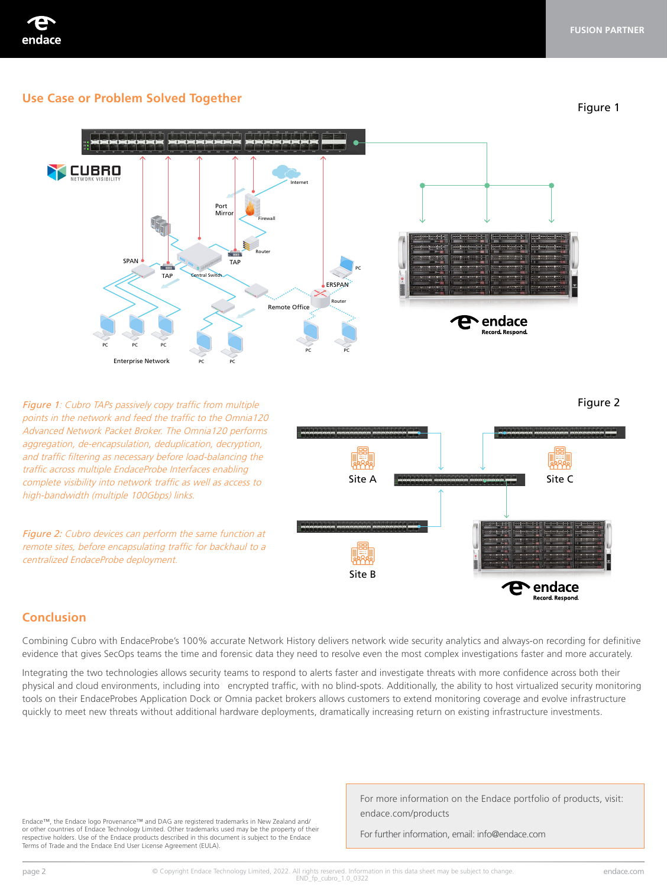## Use Case or Problem Solved Together

Figure 1

CUBRO NETWORK VISIBILITY

Internet

Port Mirror

Firewall

Router

SPAN

TAP

Central Switch

TAP

PC

ERSPAN

Router

Remote Office

PC PC PC

Enterprise Network

PC PC

PC PC

endace Record. Respond.

*Figure 1: Cubro TAPs passively copy traffic from multiple points in the network and feed the traffic to the Omnia120 Advanced Network Packet Broker. The Omnia120 performs aggregation, de-encapsulation, deduplication, decryption, and traffic filtering as necessary before load-balancing the traffic across multiple EndaceProbe Interfaces enabling complete visibility into network traffic as well as access to high-bandwidth (multiple 100Gbps) links.*

Figure 2

Site A

Site C

Site B

endace Record. Respond.

*Figure 2: Cubro devices can perform the same function at remote sites, before encapsulating traffic for backhaul to a centralized EndaceProbe deployment.*

## Conclusion

Combining Cubro with EndaceProbe's 100% accurate Network History delivers network wide security analytics and always-on recording for definitive evidence that gives SecOps teams the time and forensic data they need to resolve even the most complex investigations faster and more accurately.

Integrating the two technologies allows security teams to respond to alerts faster and investigate threats with more confidence across both their physical and cloud environments, including into encrypted traffic, with no blind-spots. Additionally, the ability to host virtualized security monitoring tools on their EndaceProbes Application Dock or Omnia packet brokers allows customers to extend monitoring coverage and evolve infrastructure quickly to meet new threats without additional hardware deployments, dramatically increasing return on existing infrastructure investments.

Endace™, the Endace logo Provenance™ and DAG are registered trademarks in New Zealand and/or other countries of Endace Technology Limited. Other trademarks used may be the property of their respective holders. Use of the Endace products described in this document is subject to the Endace Terms of Trade and the Endace End User License Agreement (EULA).

For more information on the Endace portfolio of products, visit: endace.com/products

For further information, email: info@endace.com

© Copyright Endace Technology Limited, 2022. All rights reserved. Information in this data sheet may be subject to change.
END_fp_cubro_1.0_0322